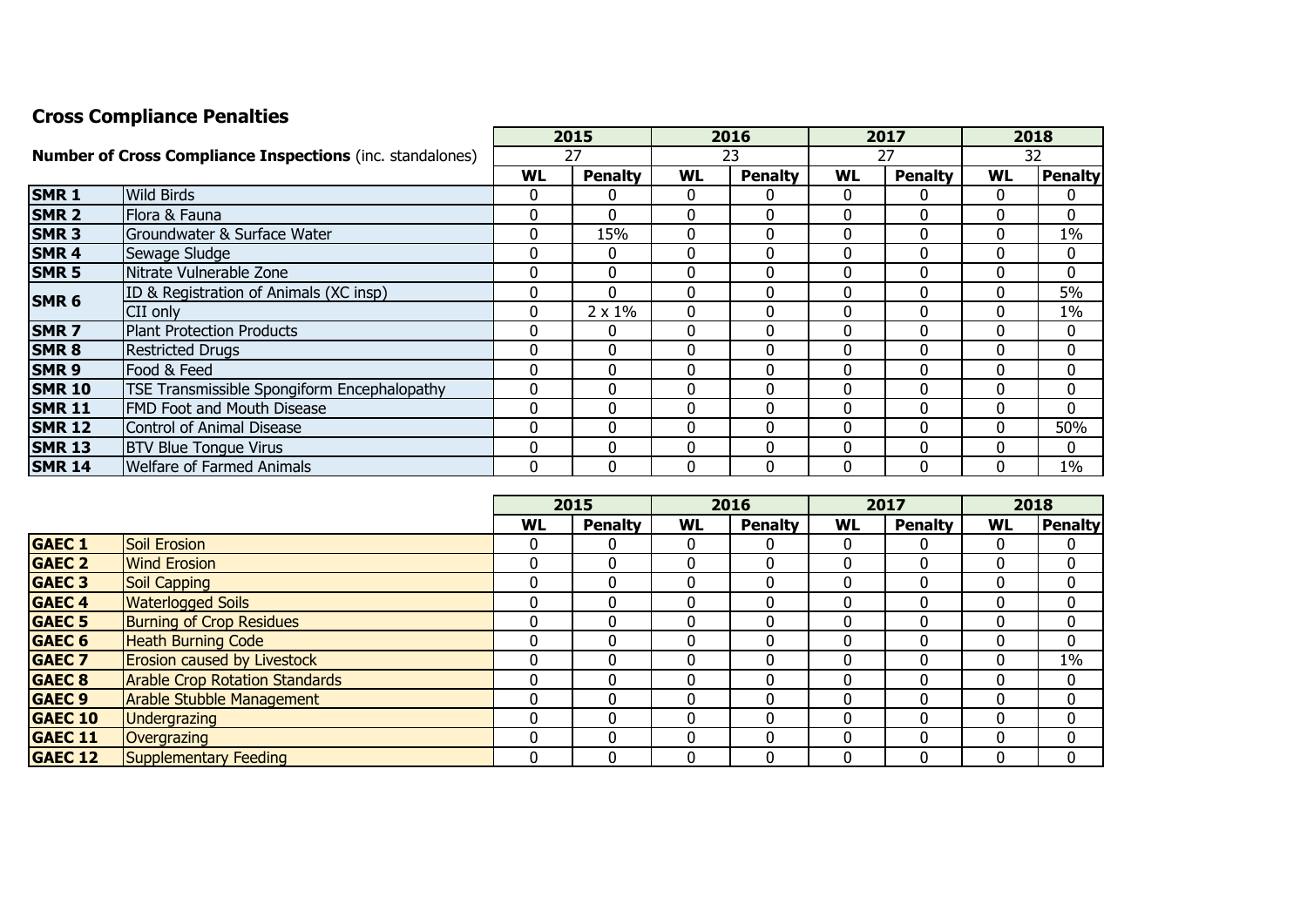## Cross Compliance Penalties

| | | 2015 | | 2016 | | 2017 | | 2018 | |
|---|---|---|---|---|---|---|---|---|---|
| **Number of Cross Compliance Inspections** (inc. standalones) | | 27 | | 23 | | 27 | | 32 | |
| | | **WL** | **Penalty** | **WL** | **Penalty** | **WL** | **Penalty** | **WL** | **Penalty** |
| **SMR 1** | Wild Birds | 0 | 0 | 0 | 0 | 0 | 0 | 0 | 0 |
| **SMR 2** | Flora & Fauna | 0 | 0 | 0 | 0 | 0 | 0 | 0 | 0 |
| **SMR 3** | Groundwater & Surface Water | 0 | 15% | 0 | 0 | 0 | 0 | 0 | 1% |
| **SMR 4** | Sewage Sludge | 0 | 0 | 0 | 0 | 0 | 0 | 0 | 0 |
| **SMR 5** | Nitrate Vulnerable Zone | 0 | 0 | 0 | 0 | 0 | 0 | 0 | 0 |
| **SMR 6** | ID & Registration of Animals (XC insp) | 0 | 0 | 0 | 0 | 0 | 0 | 0 | 5% |
| | CII only | 0 | 2 x 1% | 0 | 0 | 0 | 0 | 0 | 1% |
| **SMR 7** | Plant Protection Products | 0 | 0 | 0 | 0 | 0 | 0 | 0 | 0 |
| **SMR 8** | Restricted Drugs | 0 | 0 | 0 | 0 | 0 | 0 | 0 | 0 |
| **SMR 9** | Food & Feed | 0 | 0 | 0 | 0 | 0 | 0 | 0 | 0 |
| **SMR 10** | TSE Transmissible Spongiform Encephalopathy | 0 | 0 | 0 | 0 | 0 | 0 | 0 | 0 |
| **SMR 11** | FMD Foot and Mouth Disease | 0 | 0 | 0 | 0 | 0 | 0 | 0 | 0 |
| **SMR 12** | Control of Animal Disease | 0 | 0 | 0 | 0 | 0 | 0 | 0 | 50% |
| **SMR 13** | BTV Blue Tongue Virus | 0 | 0 | 0 | 0 | 0 | 0 | 0 | 0 |
| **SMR 14** | Welfare of Farmed Animals | 0 | 0 | 0 | 0 | 0 | 0 | 0 | 1% |

| | | 2015 | | 2016 | | 2017 | | 2018 | |
|---|---|---|---|---|---|---|---|---|---|
| | | **WL** | **Penalty** | **WL** | **Penalty** | **WL** | **Penalty** | **WL** | **Penalty** |
| **GAEC 1** | Soil Erosion | 0 | 0 | 0 | 0 | 0 | 0 | 0 | 0 |
| **GAEC 2** | Wind Erosion | 0 | 0 | 0 | 0 | 0 | 0 | 0 | 0 |
| **GAEC 3** | Soil Capping | 0 | 0 | 0 | 0 | 0 | 0 | 0 | 0 |
| **GAEC 4** | Waterlogged Soils | 0 | 0 | 0 | 0 | 0 | 0 | 0 | 0 |
| **GAEC 5** | Burning of Crop Residues | 0 | 0 | 0 | 0 | 0 | 0 | 0 | 0 |
| **GAEC 6** | Heath Burning Code | 0 | 0 | 0 | 0 | 0 | 0 | 0 | 0 |
| **GAEC 7** | Erosion caused by Livestock | 0 | 0 | 0 | 0 | 0 | 0 | 0 | 1% |
| **GAEC 8** | Arable Crop Rotation Standards | 0 | 0 | 0 | 0 | 0 | 0 | 0 | 0 |
| **GAEC 9** | Arable Stubble Management | 0 | 0 | 0 | 0 | 0 | 0 | 0 | 0 |
| **GAEC 10** | Undergrazing | 0 | 0 | 0 | 0 | 0 | 0 | 0 | 0 |
| **GAEC 11** | Overgrazing | 0 | 0 | 0 | 0 | 0 | 0 | 0 | 0 |
| **GAEC 12** | Supplementary Feeding | 0 | 0 | 0 | 0 | 0 | 0 | 0 | 0 |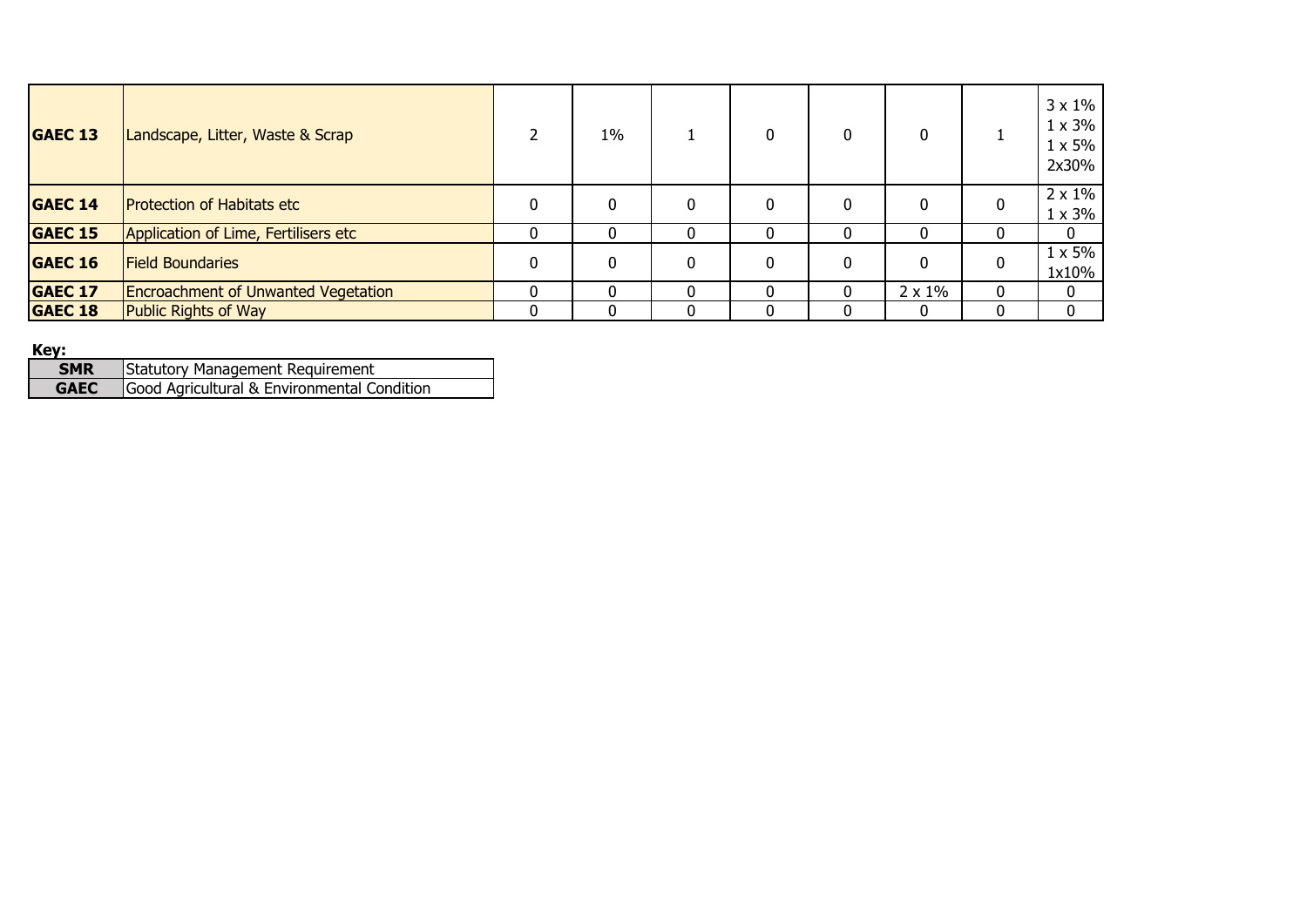| | | | | | | | | | |
|---|---|---|---|---|---|---|---|---|---|
| **GAEC 13** | Landscape, Litter, Waste & Scrap | 2 | 1% | 1 | 0 | 0 | 0 | 1 | 3 x 1% 1 x 3% 1 x 5% 2x30% |
| **GAEC 14** | Protection of Habitats etc | 0 | 0 | 0 | 0 | 0 | 0 | 0 | 2 x 1% 1 x 3% |
| **GAEC 15** | Application of Lime, Fertilisers etc | 0 | 0 | 0 | 0 | 0 | 0 | 0 | 0 |
| **GAEC 16** | Field Boundaries | 0 | 0 | 0 | 0 | 0 | 0 | 0 | 1 x 5% 1x10% |
| **GAEC 17** | Encroachment of Unwanted Vegetation | 0 | 0 | 0 | 0 | 0 | 2 x 1% | 0 | 0 |
| **GAEC 18** | Public Rights of Way | 0 | 0 | 0 | 0 | 0 | 0 | 0 | 0 |

**Key:**

| | |
|---|---|
| **SMR** | Statutory Management Requirement |
| **GAEC** | Good Agricultural & Environmental Condition |